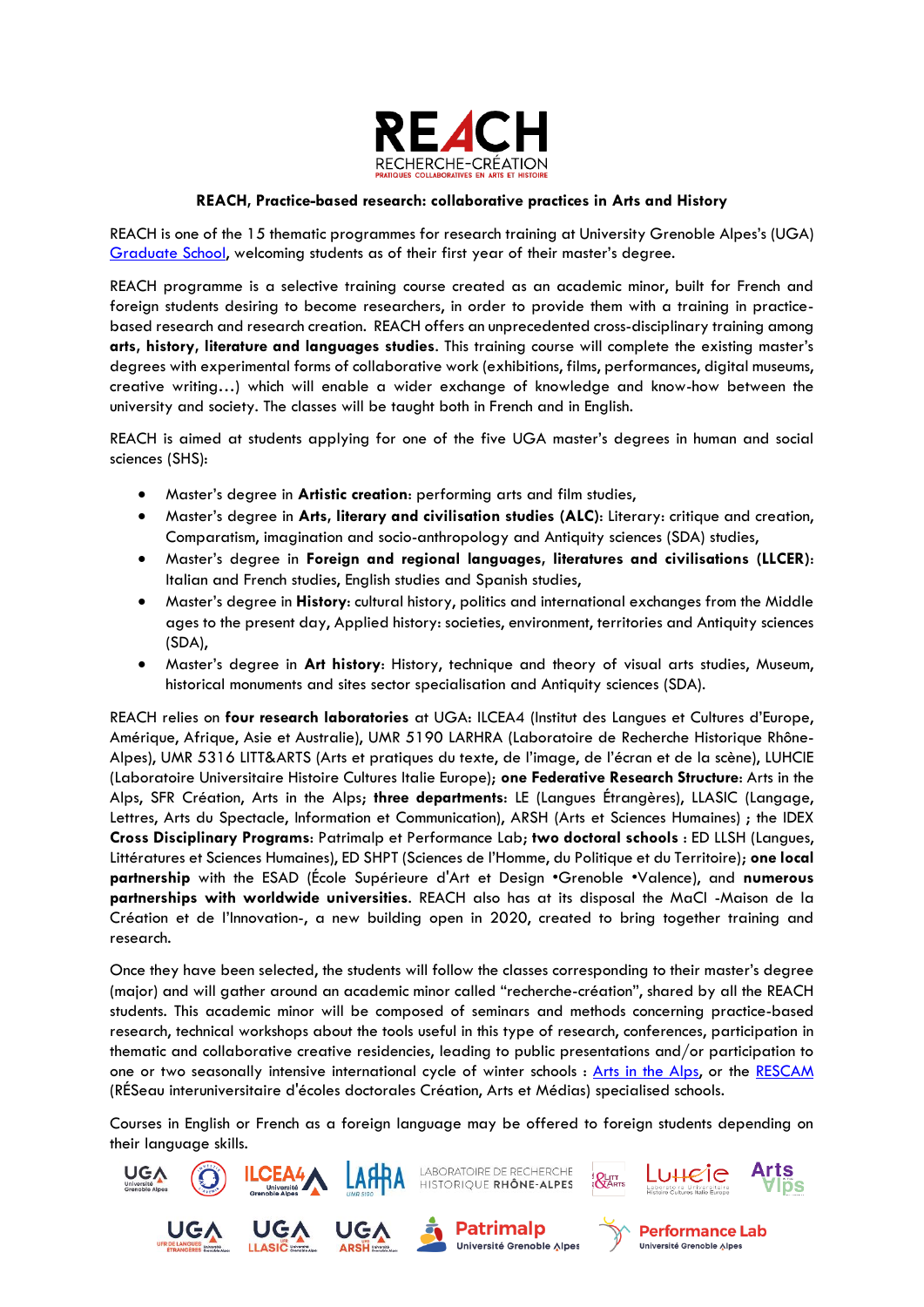**REACH, Practice-based research: collaborative practices in Arts and History**

REACH is one of the 15 thematic programmes for research training at University Grenoble Alpes's (UGA) Graduate School, welcoming students as of their first year of their master's degree.

REACH programme is a selective training course created as an academic minor, built for French and foreign students desiring to become researchers, in order to provide them with a training in practice-based research and research creation. REACH offers an unprecedented cross-disciplinary training among **arts, history, literature and languages studies**. This training course will complete the existing master's degrees with experimental forms of collaborative work (exhibitions, films, performances, digital museums, creative writing…) which will enable a wider exchange of knowledge and know-how between the university and society. The classes will be taught both in French and in English.

REACH is aimed at students applying for one of the five UGA master's degrees in human and social sciences (SHS):

- Master's degree in **Artistic creation**: performing arts and film studies,
- Master's degree in **Arts, literary and civilisation studies (ALC)**: Literary: critique and creation, Comparatism, imagination and socio-anthropology and Antiquity sciences (SDA) studies,
- Master's degree in **Foreign and regional languages, literatures and civilisations (LLCER)**: Italian and French studies, English studies and Spanish studies,
- Master's degree in **History**: cultural history, politics and international exchanges from the Middle ages to the present day, Applied history: societies, environment, territories and Antiquity sciences (SDA),
- Master's degree in **Art history**: History, technique and theory of visual arts studies, Museum, historical monuments and sites sector specialisation and Antiquity sciences (SDA).

REACH relies on **four research laboratories** at UGA: ILCEA4 (Institut des Langues et Cultures d'Europe, Amérique, Afrique, Asie et Australie), UMR 5190 LARHRA (Laboratoire de Recherche Historique Rhône-Alpes), UMR 5316 LITT&ARTS (Arts et pratiques du texte, de l'image, de l'écran et de la scène), LUHCIE (Laboratoire Universitaire Histoire Cultures Italie Europe); **one Federative Research Structure**: Arts in the Alps, SFR Création, Arts in the Alps; **three departments**: LE (Langues Étrangères), LLASIC (Langage, Lettres, Arts du Spectacle, Information et Communication), ARSH (Arts et Sciences Humaines) ; the IDEX **Cross Disciplinary Programs**: Patrimalp et Performance Lab; **two doctoral schools** : ED LLSH (Langues, Littératures et Sciences Humaines), ED SHPT (Sciences de l'Homme, du Politique et du Territoire); **one local partnership** with the ESAD (École Supérieure d'Art et Design •Grenoble •Valence), and **numerous partnerships with worldwide universities**. REACH also has at its disposal the MaCI -Maison de la Création et de l'Innovation-, a new building open in 2020, created to bring together training and research.

Once they have been selected, the students will follow the classes corresponding to their master's degree (major) and will gather around an academic minor called "recherche-création", shared by all the REACH students. This academic minor will be composed of seminars and methods concerning practice-based research, technical workshops about the tools useful in this type of research, conferences, participation in thematic and collaborative creative residencies, leading to public presentations and/or participation to one or two seasonally intensive international cycle of winter schools : Arts in the Alps, or the RESCAM (RÉSeau interuniversitaire d'écoles doctorales Création, Arts et Médias) specialised schools.

Courses in English or French as a foreign language may be offered to foreign students depending on their language skills.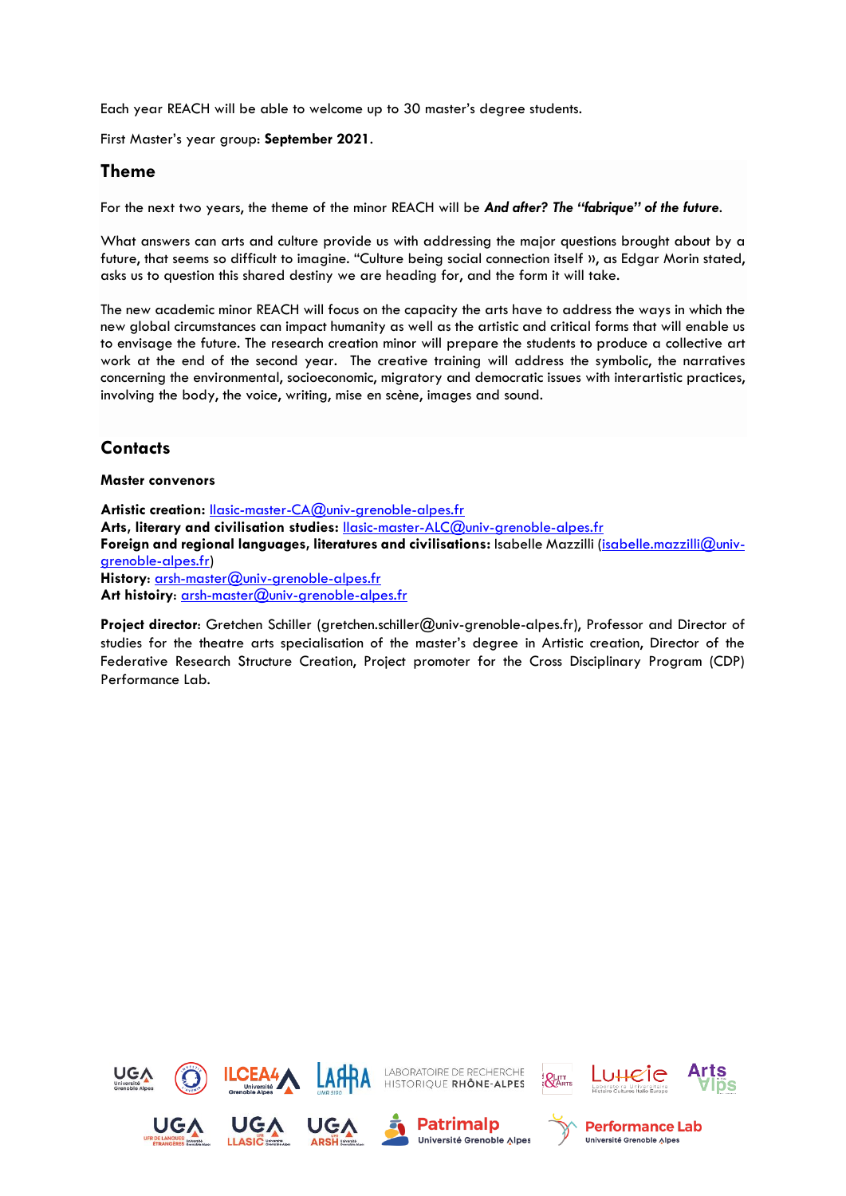Each year REACH will be able to welcome up to 30 master's degree students.

First Master's year group: **September 2021**.

## Theme

For the next two years, the theme of the minor REACH will be ***And after? The "fabrique" of the future***.

What answers can arts and culture provide us with addressing the major questions brought about by a future, that seems so difficult to imagine. "Culture being social connection itself », as Edgar Morin stated, asks us to question this shared destiny we are heading for, and the form it will take.

The new academic minor REACH will focus on the capacity the arts have to address the ways in which the new global circumstances can impact humanity as well as the artistic and critical forms that will enable us to envisage the future. The research creation minor will prepare the students to produce a collective art work at the end of the second year. The creative training will address the symbolic, the narratives concerning the environmental, socioeconomic, migratory and democratic issues with interartistic practices, involving the body, the voice, writing, mise en scène, images and sound.

## Contacts

**Master convenors**

**Artistic creation:** llasic-master-CA@univ-grenoble-alpes.fr
**Arts, literary and civilisation studies:** llasic-master-ALC@univ-grenoble-alpes.fr
**Foreign and regional languages, literatures and civilisations:** Isabelle Mazzilli (isabelle.mazzilli@univ-grenoble-alpes.fr)
**History:** arsh-master@univ-grenoble-alpes.fr
**Art histoiry:** arsh-master@univ-grenoble-alpes.fr

**Project director**: Gretchen Schiller (gretchen.schiller@univ-grenoble-alpes.fr), Professor and Director of studies for the theatre arts specialisation of the master's degree in Artistic creation, Director of the Federative Research Structure Creation, Project promoter for the Cross Disciplinary Program (CDP) Performance Lab.